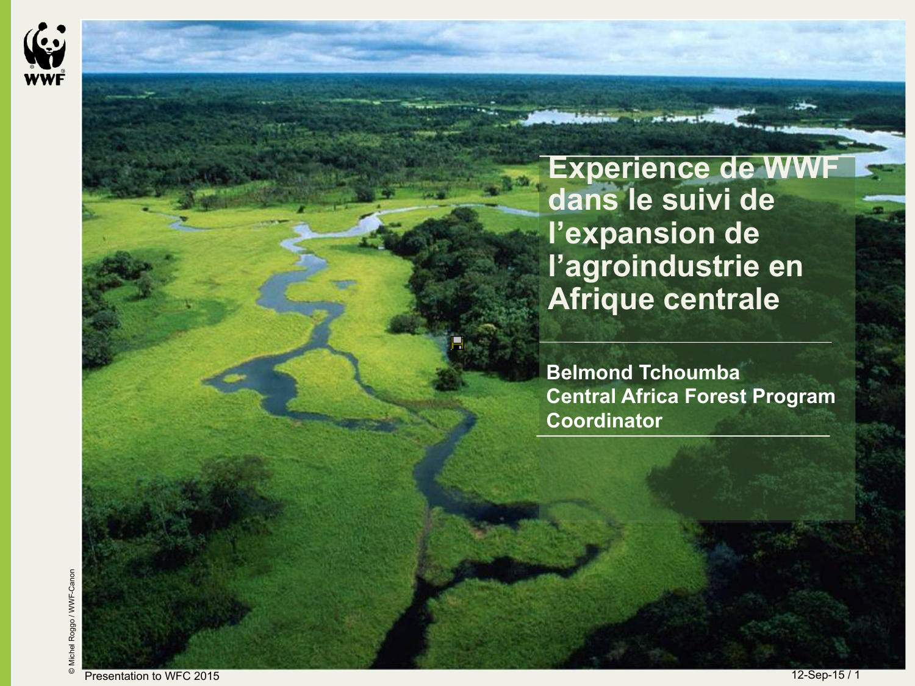# Experience de WWF dans le suivi de l'expansion de l'agroindustrie en Afrique centrale

**Belmond Tchoumba**
**Central Africa Forest Program Coordinator**

Presentation to WFC 2015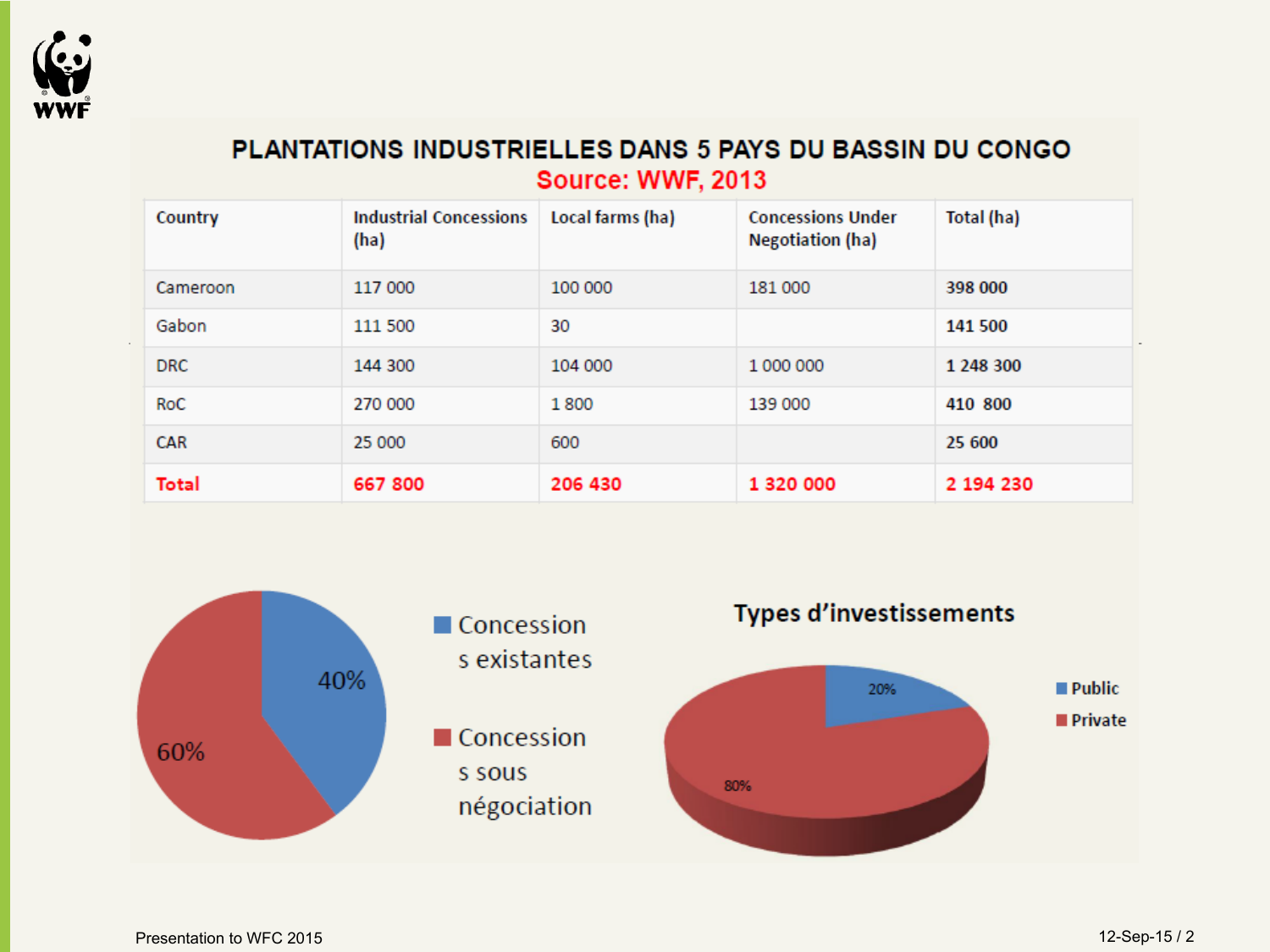# PLANTATIONS INDUSTRIELLES DANS 5 PAYS DU BASSIN DU CONGO

**Source: WWF, 2013**

| Country | Industrial Concessions (ha) | Local farms (ha) | Concessions Under Negotiation (ha) | Total (ha) |
|---|---|---|---|---|
| Cameroon | 117 000 | 100 000 | 181 000 | **398 000** |
| Gabon | 111 500 | 30 | | **141 500** |
| DRC | 144 300 | 104 000 | 1 000 000 | **1 248 300** |
| RoC | 270 000 | 1 800 | 139 000 | **410 800** |
| CAR | 25 000 | 600 | | **25 600** |
| **Total** | **667 800** | **206 430** | **1 320 000** | **2 194 230** |

- Concessions existantes: 40%
- Concessions sous négociation: 60%

**Types d'investissements**

- Public: 20%
- Private: 80%

Presentation to WFC 2015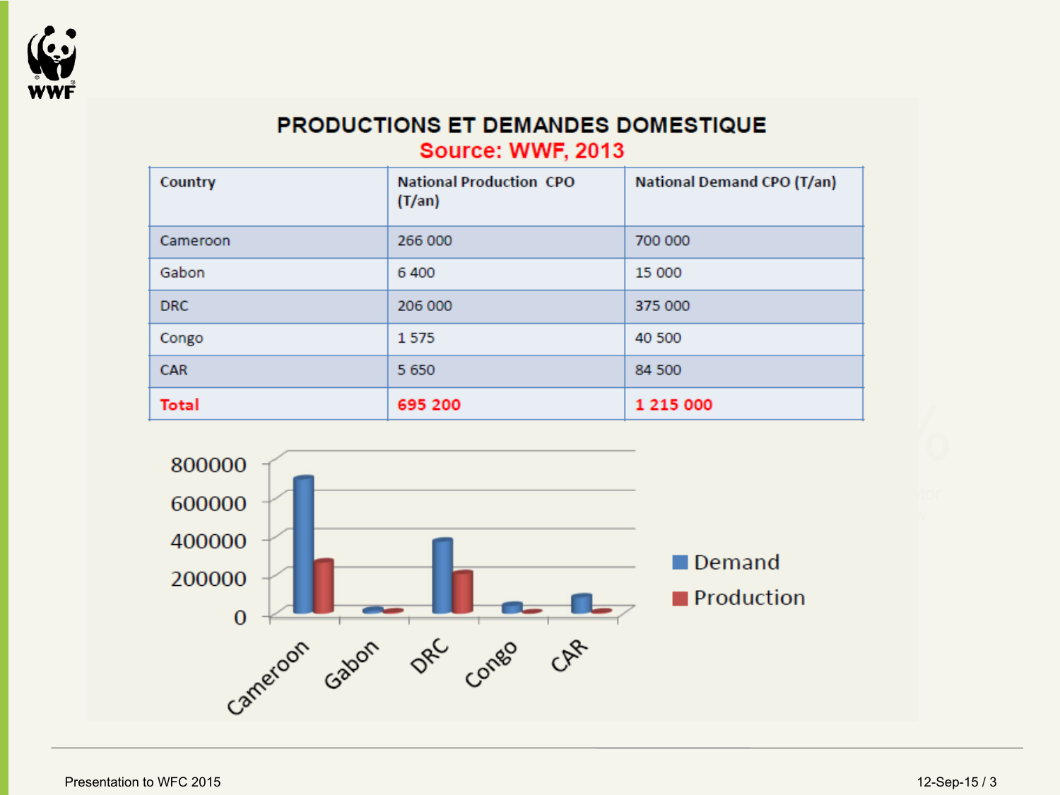# PRODUCTIONS ET DEMANDES DOMESTIQUE

**Source: WWF, 2013**

| Country | National Production CPO (T/an) | National Demand CPO (T/an) |
|---|---|---|
| Cameroon | 266 000 | 700 000 |
| Gabon | 6 400 | 15 000 |
| DRC | 206 000 | 375 000 |
| Congo | 1 575 | 40 500 |
| CAR | 5 650 | 84 500 |
| **Total** | **695 200** | **1 215 000** |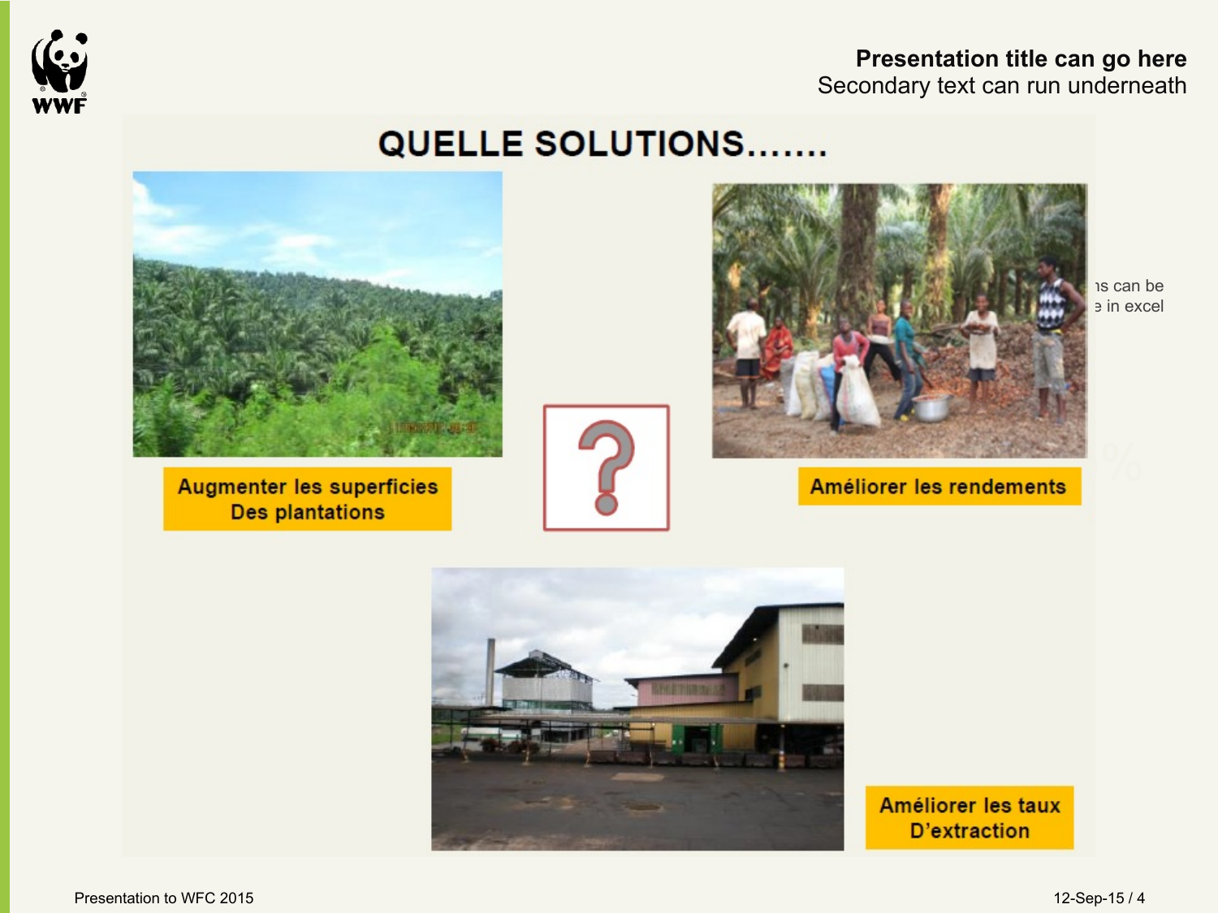# QUELLE SOLUTIONS.......

Augmenter les superficies
Des plantations

?

Améliorer les rendements

Améliorer les taux
D'extraction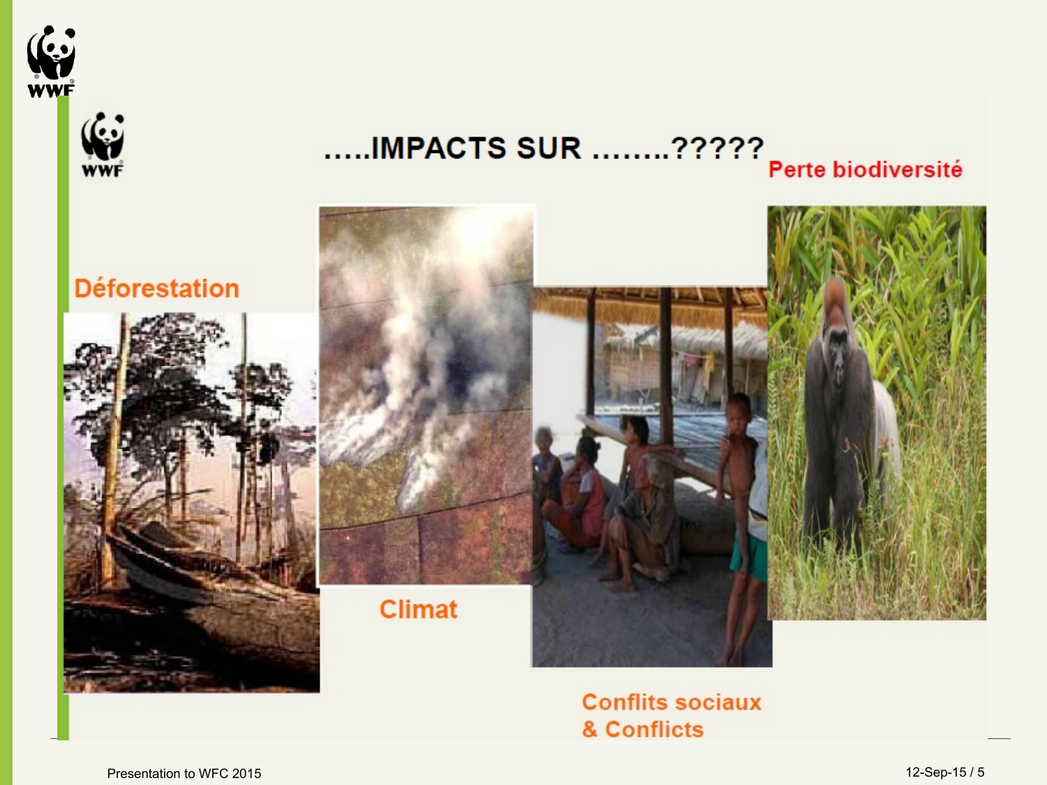# .....IMPACTS SUR ........?????

**Déforestation**

**Climat**

**Conflits sociaux & Conflicts**

**Perte biodiversité**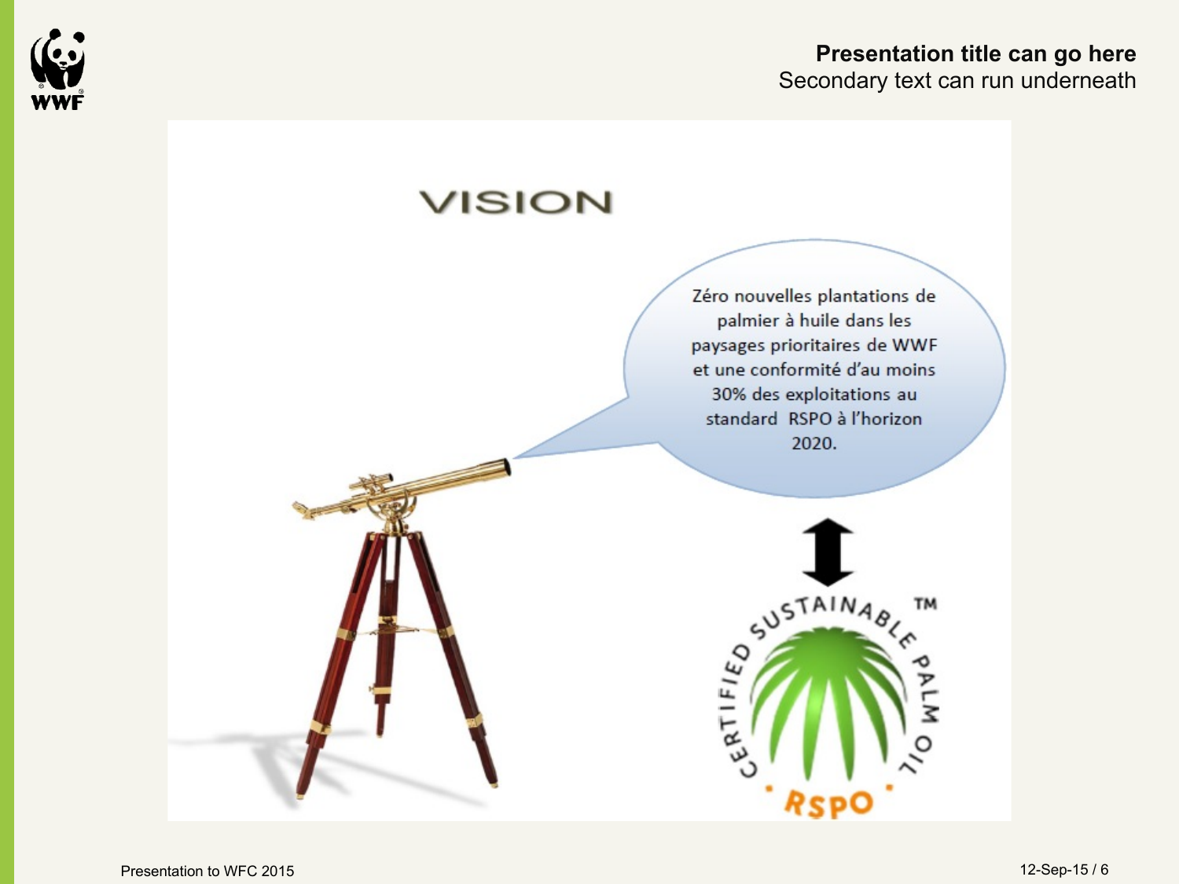# VISION

Zéro nouvelles plantations de palmier à huile dans les paysages prioritaires de WWF et une conformité d'au moins 30% des exploitations au standard RSPO à l'horizon 2020.

CERTIFIED SUSTAINABLE PALM OIL™

RSPO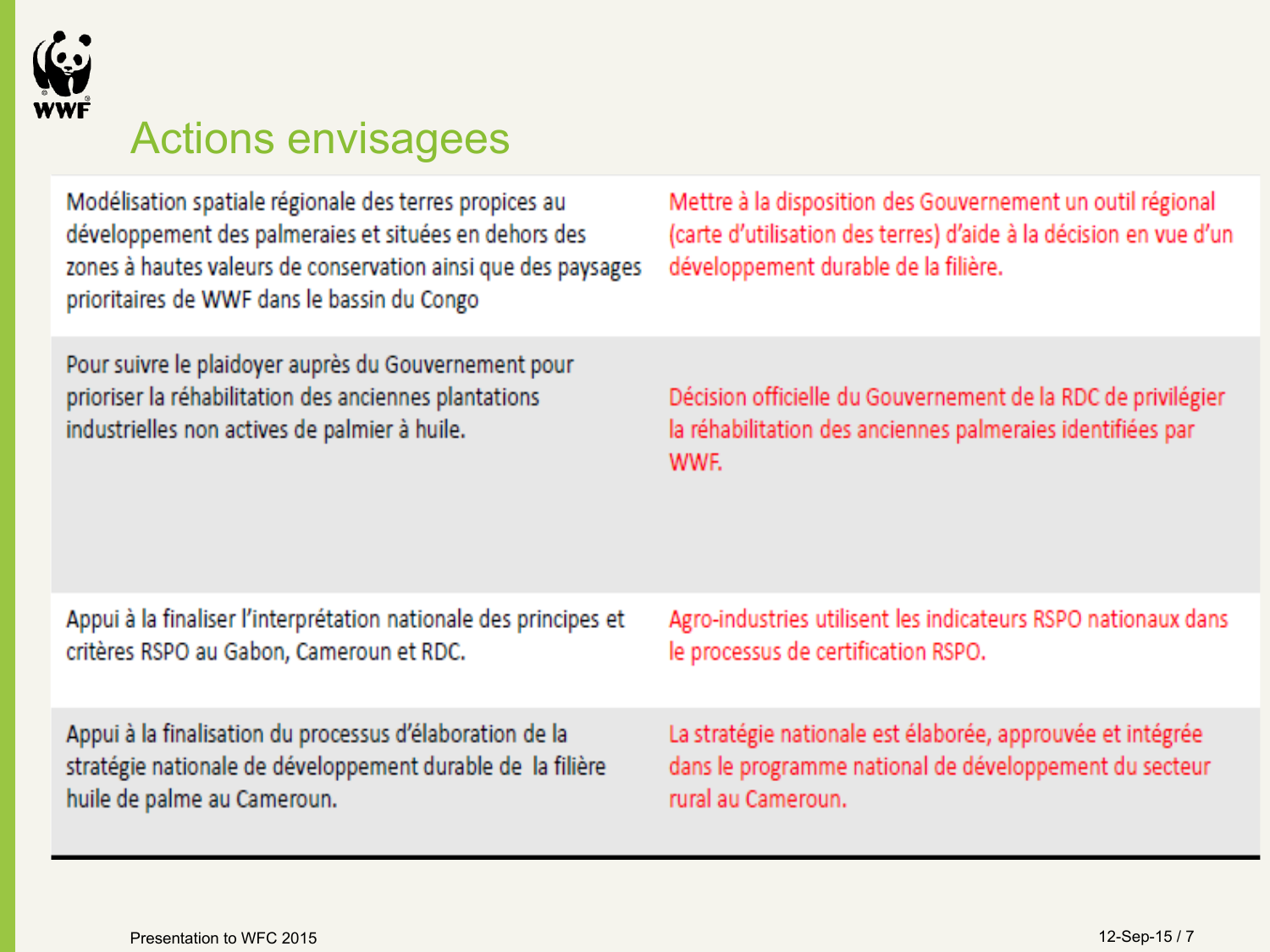# Actions envisagees

| | |
|---|---|
| Modélisation spatiale régionale des terres propices au développement des palmeraies et situées en dehors des zones à hautes valeurs de conservation ainsi que des paysages prioritaires de WWF dans le bassin du Congo | Mettre à la disposition des Gouvernement un outil régional (carte d'utilisation des terres) d'aide à la décision en vue d'un développement durable de la filière. |
| Pour suivre le plaidoyer auprès du Gouvernement pour prioriser la réhabilitation des anciennes plantations industrielles non actives de palmier à huile. | Décision officielle du Gouvernement de la RDC de privilégier la réhabilitation des anciennes palmeraies identifiées par WWF. |
| Appui à la finaliser l'interprétation nationale des principes et critères RSPO au Gabon, Cameroun et RDC. | Agro-industries utilisent les indicateurs RSPO nationaux dans le processus de certification RSPO. |
| Appui à la finalisation du processus d'élaboration de la stratégie nationale de développement durable de la filière huile de palme au Cameroun. | La stratégie nationale est élaborée, approuvée et intégrée dans le programme national de développement du secteur rural au Cameroun. |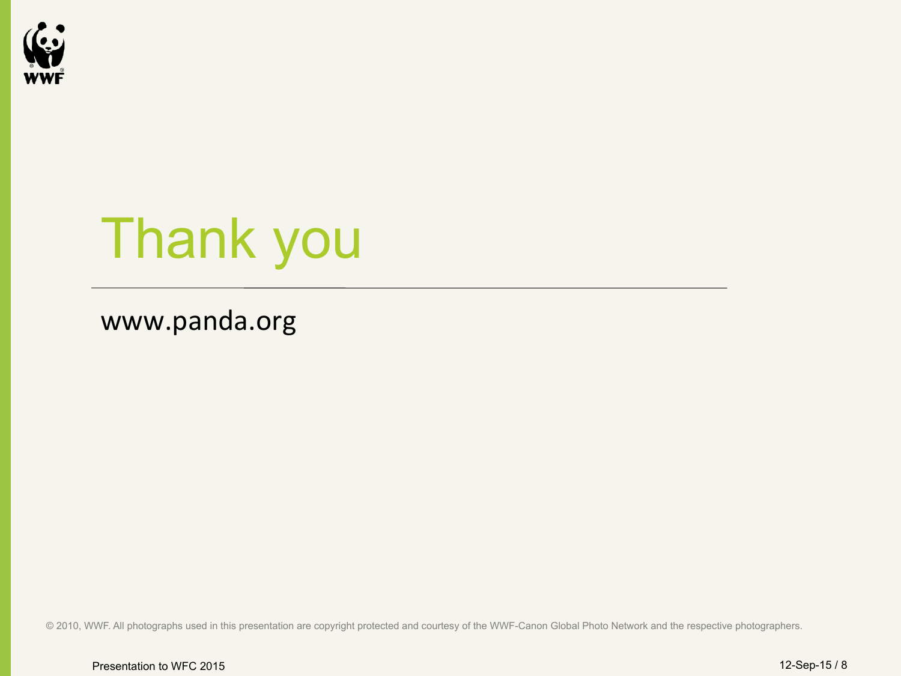# Thank you

www.panda.org

© 2010, WWF. All photographs used in this presentation are copyright protected and courtesy of the WWF-Canon Global Photo Network and the respective photographers.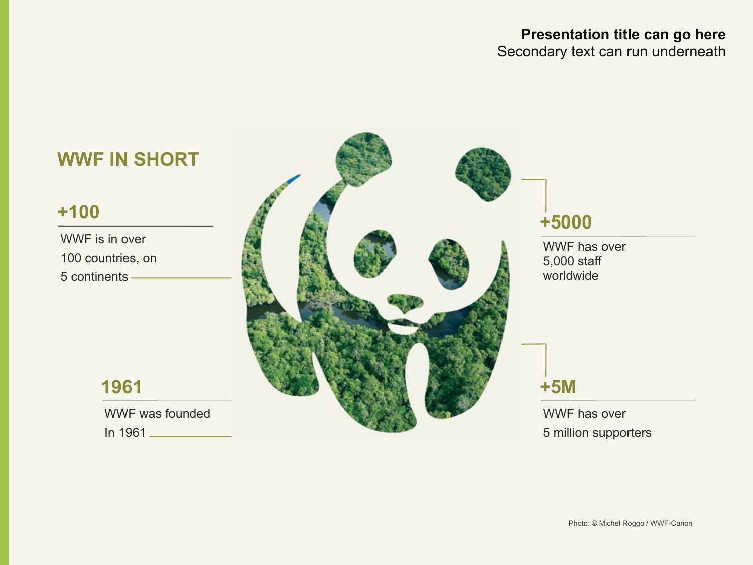**Presentation title can go here**
Secondary text can run underneath

## WWF IN SHORT

### +100

WWF is in over
100 countries, on
5 continents

### 1961

WWF was founded
In 1961

### +5000

WWF has over
5,000 staff
worldwide

### +5M

WWF has over
5 million supporters

Photo: © Michel Roggo / WWF-Canon